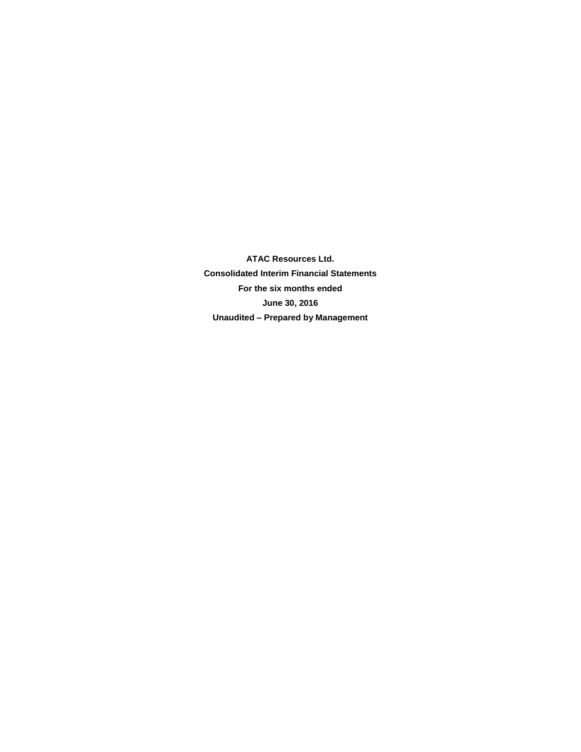**ATAC Resources Ltd.**

**Consolidated Interim Financial Statements**

**For the six months ended**

**June 30, 2016**

**Unaudited – Prepared by Management**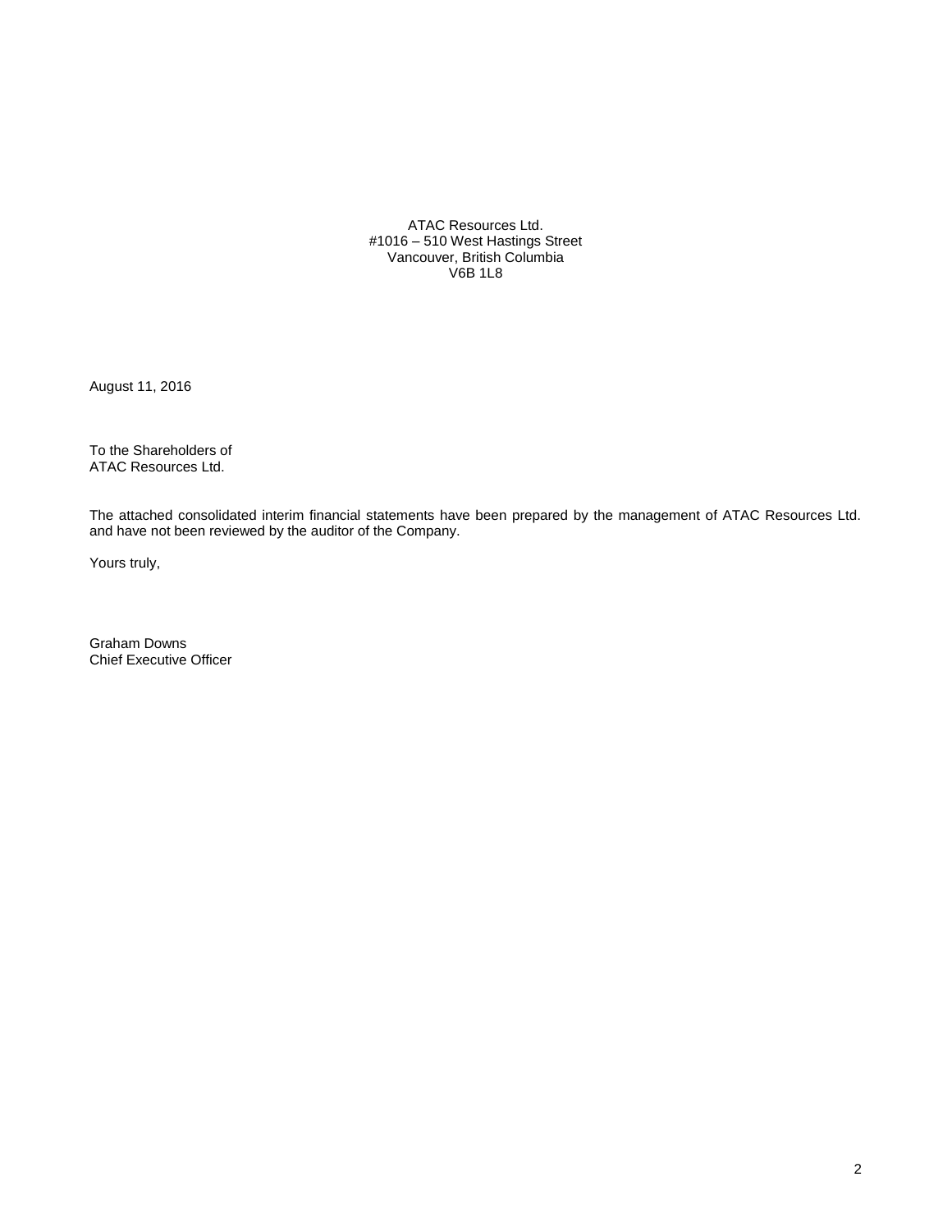ATAC Resources Ltd.
#1016 – 510 West Hastings Street
Vancouver, British Columbia
V6B 1L8

August 11, 2016

To the Shareholders of
ATAC Resources Ltd.

The attached consolidated interim financial statements have been prepared by the management of ATAC Resources Ltd. and have not been reviewed by the auditor of the Company.

Yours truly,

Graham Downs
Chief Executive Officer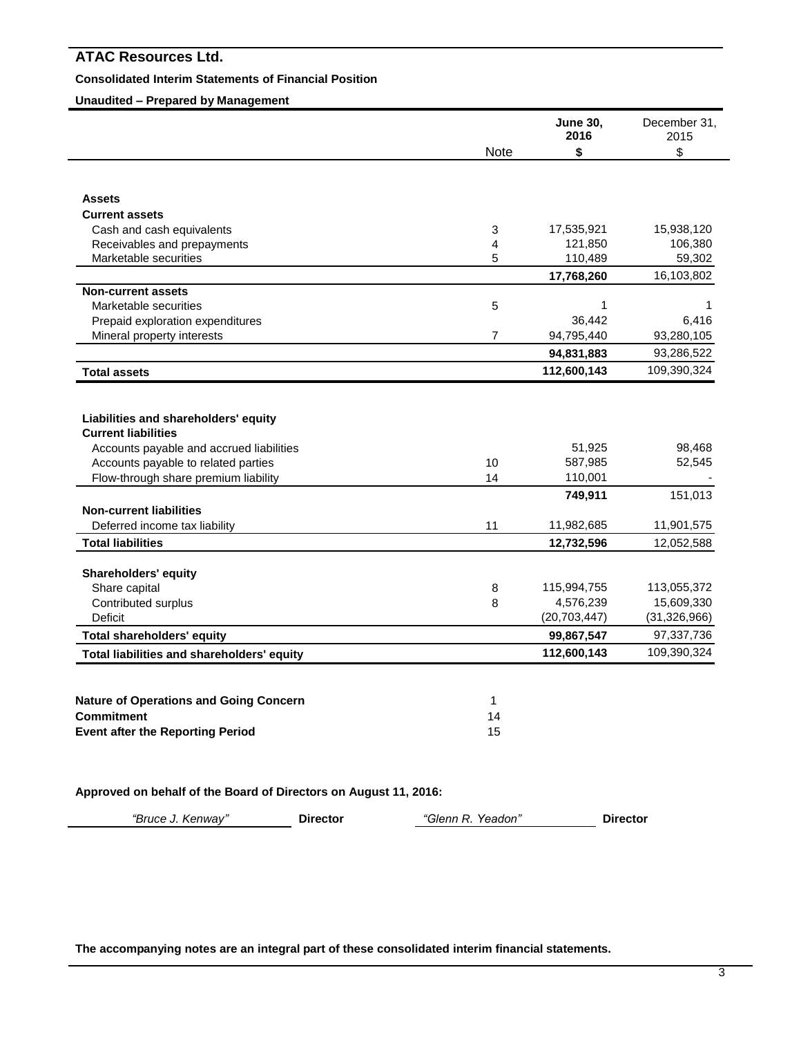# ATAC Resources Ltd.

**Consolidated Interim Statements of Financial Position**

**Unaudited – Prepared by Management**

| | Note | **June 30, 2016** | December 31, 2015 |
|---|---|---|---|
| | | **$** | $ |
| **Assets** | | | |
| **Current assets** | | | |
| Cash and cash equivalents | 3 | 17,535,921 | 15,938,120 |
| Receivables and prepayments | 4 | 121,850 | 106,380 |
| Marketable securities | 5 | 110,489 | 59,302 |
| | | **17,768,260** | 16,103,802 |
| **Non-current assets** | | | |
| Marketable securities | 5 | 1 | 1 |
| Prepaid exploration expenditures | | 36,442 | 6,416 |
| Mineral property interests | 7 | 94,795,440 | 93,280,105 |
| | | **94,831,883** | 93,286,522 |
| **Total assets** | | **112,600,143** | 109,390,324 |
| | | | |
| **Liabilities and shareholders' equity** | | | |
| **Current liabilities** | | | |
| Accounts payable and accrued liabilities | | 51,925 | 98,468 |
| Accounts payable to related parties | 10 | 587,985 | 52,545 |
| Flow-through share premium liability | 14 | 110,001 | - |
| | | **749,911** | 151,013 |
| **Non-current liabilities** | | | |
| Deferred income tax liability | 11 | 11,982,685 | 11,901,575 |
| **Total liabilities** | | **12,732,596** | 12,052,588 |
| | | | |
| **Shareholders' equity** | | | |
| Share capital | 8 | 115,994,755 | 113,055,372 |
| Contributed surplus | 8 | 4,576,239 | 15,609,330 |
| Deficit | | (20,703,447) | (31,326,966) |
| **Total shareholders' equity** | | **99,867,547** | 97,337,736 |
| **Total liabilities and shareholders' equity** | | **112,600,143** | 109,390,324 |

| | Note |
|---|---|
| **Nature of Operations and Going Concern** | 1 |
| **Commitment** | 14 |
| **Event after the Reporting Period** | 15 |

**Approved on behalf of the Board of Directors on August 11, 2016:**

*"Bruce J. Kenway"* **Director** *"Glenn R. Yeadon"* **Director**

**The accompanying notes are an integral part of these consolidated interim financial statements.**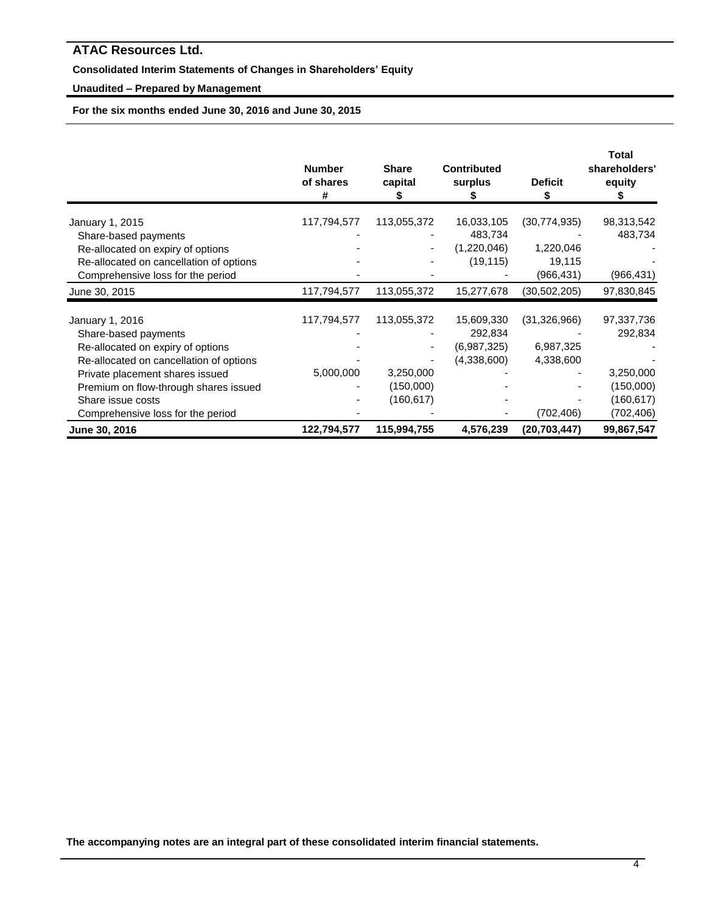# ATAC Resources Ltd.

**Consolidated Interim Statements of Changes in Shareholders' Equity**

**Unaudited – Prepared by Management**

**For the six months ended June 30, 2016 and June 30, 2015**

| | Number of shares # | Share capital $ | Contributed surplus $ | Deficit $ | Total shareholders' equity $ |
|---|---|---|---|---|---|
| January 1, 2015 | 117,794,577 | 113,055,372 | 16,033,105 | (30,774,935) | 98,313,542 |
| Share-based payments | - | - | 483,734 | - | 483,734 |
| Re-allocated on expiry of options | - | - | (1,220,046) | 1,220,046 | - |
| Re-allocated on cancellation of options | - | - | (19,115) | 19,115 | - |
| Comprehensive loss for the period | - | - | - | (966,431) | (966,431) |
| June 30, 2015 | 117,794,577 | 113,055,372 | 15,277,678 | (30,502,205) | 97,830,845 |
| | | | | | |
| January 1, 2016 | 117,794,577 | 113,055,372 | 15,609,330 | (31,326,966) | 97,337,736 |
| Share-based payments | - | - | 292,834 | - | 292,834 |
| Re-allocated on expiry of options | - | - | (6,987,325) | 6,987,325 | - |
| Re-allocated on cancellation of options | - | - | (4,338,600) | 4,338,600 | - |
| Private placement shares issued | 5,000,000 | 3,250,000 | - | - | 3,250,000 |
| Premium on flow-through shares issued | - | (150,000) | - | - | (150,000) |
| Share issue costs | - | (160,617) | - | - | (160,617) |
| Comprehensive loss for the period | - | - | - | (702,406) | (702,406) |
| **June 30, 2016** | **122,794,577** | **115,994,755** | **4,576,239** | **(20,703,447)** | **99,867,547** |

**The accompanying notes are an integral part of these consolidated interim financial statements.**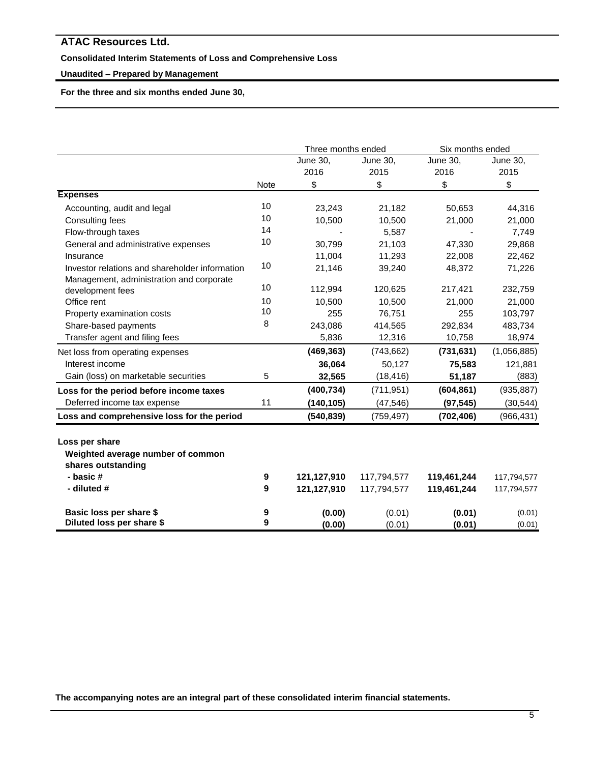# ATAC Resources Ltd.

**Consolidated Interim Statements of Loss and Comprehensive Loss**

**Unaudited – Prepared by Management**

**For the three and six months ended June 30,**

| | | Three months ended | | Six months ended | |
|---|---|---|---|---|---|
| | | June 30, 2016 | June 30, 2015 | June 30, 2016 | June 30, 2015 |
| | Note | $ | $ | $ | $ |
| **Expenses** | | | | | |
| Accounting, audit and legal | 10 | 23,243 | 21,182 | 50,653 | 44,316 |
| Consulting fees | 10 | 10,500 | 10,500 | 21,000 | 21,000 |
| Flow-through taxes | 14 | - | 5,587 | - | 7,749 |
| General and administrative expenses | 10 | 30,799 | 21,103 | 47,330 | 29,868 |
| Insurance | | 11,004 | 11,293 | 22,008 | 22,462 |
| Investor relations and shareholder information | 10 | 21,146 | 39,240 | 48,372 | 71,226 |
| Management, administration and corporate development fees | 10 | 112,994 | 120,625 | 217,421 | 232,759 |
| Office rent | 10 | 10,500 | 10,500 | 21,000 | 21,000 |
| Property examination costs | 10 | 255 | 76,751 | 255 | 103,797 |
| Share-based payments | 8 | 243,086 | 414,565 | 292,834 | 483,734 |
| Transfer agent and filing fees | | 5,836 | 12,316 | 10,758 | 18,974 |
| Net loss from operating expenses | | **(469,363)** | (743,662) | **(731,631)** | (1,056,885) |
| Interest income | | **36,064** | 50,127 | **75,583** | 121,881 |
| Gain (loss) on marketable securities | 5 | **32,565** | (18,416) | **51,187** | (883) |
| **Loss for the period before income taxes** | | **(400,734)** | (711,951) | **(604,861)** | (935,887) |
| Deferred income tax expense | 11 | **(140,105)** | (47,546) | **(97,545)** | (30,544) |
| **Loss and comprehensive loss for the period** | | **(540,839)** | (759,497) | **(702,406)** | (966,431) |
| | | | | | |
| **Loss per share** | | | | | |
| **Weighted average number of common shares outstanding** | | | | | |
| **- basic #** | **9** | **121,127,910** | 117,794,577 | **119,461,244** | 117,794,577 |
| **- diluted #** | **9** | **121,127,910** | 117,794,577 | **119,461,244** | 117,794,577 |
| | | | | | |
| **Basic loss per share $** | **9** | **(0.00)** | (0.01) | **(0.01)** | (0.01) |
| **Diluted loss per share $** | **9** | **(0.00)** | (0.01) | **(0.01)** | (0.01) |

**The accompanying notes are an integral part of these consolidated interim financial statements.**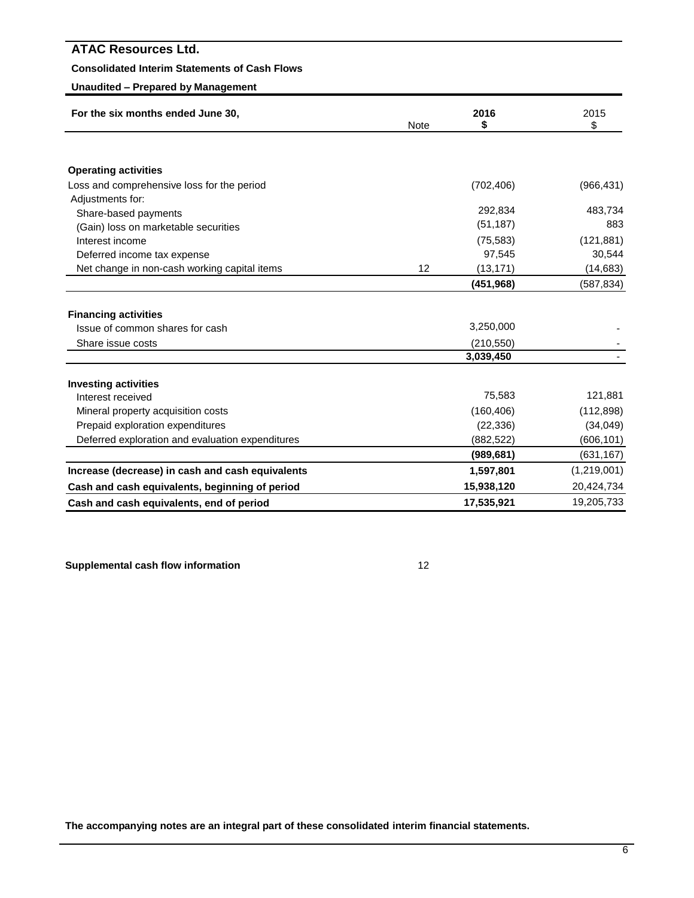# ATAC Resources Ltd.

**Consolidated Interim Statements of Cash Flows**

**Unaudited – Prepared by Management**

| For the six months ended June 30, | Note | 2016<br>$ | 2015<br>$ |
|---|---|---|---|
| **Operating activities** | | | |
| Loss and comprehensive loss for the period | | (702,406) | (966,431) |
| Adjustments for: | | | |
| Share-based payments | | 292,834 | 483,734 |
| (Gain) loss on marketable securities | | (51,187) | 883 |
| Interest income | | (75,583) | (121,881) |
| Deferred income tax expense | | 97,545 | 30,544 |
| Net change in non-cash working capital items | 12 | (13,171) | (14,683) |
| | | **(451,968)** | (587,834) |
| **Financing activities** | | | |
| Issue of common shares for cash | | 3,250,000 | - |
| Share issue costs | | (210,550) | - |
| | | **3,039,450** | - |
| **Investing activities** | | | |
| Interest received | | 75,583 | 121,881 |
| Mineral property acquisition costs | | (160,406) | (112,898) |
| Prepaid exploration expenditures | | (22,336) | (34,049) |
| Deferred exploration and evaluation expenditures | | (882,522) | (606,101) |
| | | **(989,681)** | (631,167) |
| **Increase (decrease) in cash and cash equivalents** | | **1,597,801** | (1,219,001) |
| **Cash and cash equivalents, beginning of period** | | **15,938,120** | 20,424,734 |
| **Cash and cash equivalents, end of period** | | **17,535,921** | 19,205,733 |

| | |
|---|---|
| **Supplemental cash flow information** | 12 |

**The accompanying notes are an integral part of these consolidated interim financial statements.**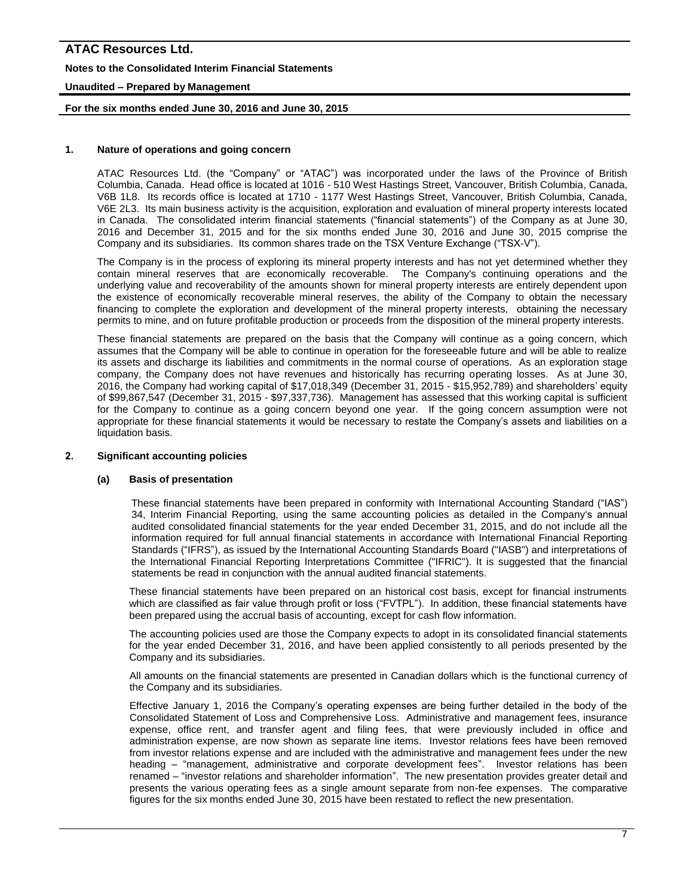## 1. Nature of operations and going concern

ATAC Resources Ltd. (the "Company" or "ATAC") was incorporated under the laws of the Province of British Columbia, Canada. Head office is located at 1016 - 510 West Hastings Street, Vancouver, British Columbia, Canada, V6B 1L8. Its records office is located at 1710 - 1177 West Hastings Street, Vancouver, British Columbia, Canada, V6E 2L3. Its main business activity is the acquisition, exploration and evaluation of mineral property interests located in Canada. The consolidated interim financial statements ("financial statements") of the Company as at June 30, 2016 and December 31, 2015 and for the six months ended June 30, 2016 and June 30, 2015 comprise the Company and its subsidiaries. Its common shares trade on the TSX Venture Exchange ("TSX-V").

The Company is in the process of exploring its mineral property interests and has not yet determined whether they contain mineral reserves that are economically recoverable. The Company's continuing operations and the underlying value and recoverability of the amounts shown for mineral property interests are entirely dependent upon the existence of economically recoverable mineral reserves, the ability of the Company to obtain the necessary financing to complete the exploration and development of the mineral property interests, obtaining the necessary permits to mine, and on future profitable production or proceeds from the disposition of the mineral property interests.

These financial statements are prepared on the basis that the Company will continue as a going concern, which assumes that the Company will be able to continue in operation for the foreseeable future and will be able to realize its assets and discharge its liabilities and commitments in the normal course of operations. As an exploration stage company, the Company does not have revenues and historically has recurring operating losses. As at June 30, 2016, the Company had working capital of $17,018,349 (December 31, 2015 - $15,952,789) and shareholders' equity of $99,867,547 (December 31, 2015 - $97,337,736). Management has assessed that this working capital is sufficient for the Company to continue as a going concern beyond one year. If the going concern assumption were not appropriate for these financial statements it would be necessary to restate the Company's assets and liabilities on a liquidation basis.

## 2. Significant accounting policies

### (a) Basis of presentation

These financial statements have been prepared in conformity with International Accounting Standard ("IAS") 34, Interim Financial Reporting, using the same accounting policies as detailed in the Company's annual audited consolidated financial statements for the year ended December 31, 2015, and do not include all the information required for full annual financial statements in accordance with International Financial Reporting Standards ("IFRS"), as issued by the International Accounting Standards Board ("IASB") and interpretations of the International Financial Reporting Interpretations Committee ("IFRIC"). It is suggested that the financial statements be read in conjunction with the annual audited financial statements.

These financial statements have been prepared on an historical cost basis, except for financial instruments which are classified as fair value through profit or loss ("FVTPL"). In addition, these financial statements have been prepared using the accrual basis of accounting, except for cash flow information.

The accounting policies used are those the Company expects to adopt in its consolidated financial statements for the year ended December 31, 2016, and have been applied consistently to all periods presented by the Company and its subsidiaries.

All amounts on the financial statements are presented in Canadian dollars which is the functional currency of the Company and its subsidiaries.

Effective January 1, 2016 the Company's operating expenses are being further detailed in the body of the Consolidated Statement of Loss and Comprehensive Loss. Administrative and management fees, insurance expense, office rent, and transfer agent and filing fees, that were previously included in office and administration expense, are now shown as separate line items. Investor relations fees have been removed from investor relations expense and are included with the administrative and management fees under the new heading – "management, administrative and corporate development fees". Investor relations has been renamed – "investor relations and shareholder information". The new presentation provides greater detail and presents the various operating fees as a single amount separate from non-fee expenses. The comparative figures for the six months ended June 30, 2015 have been restated to reflect the new presentation.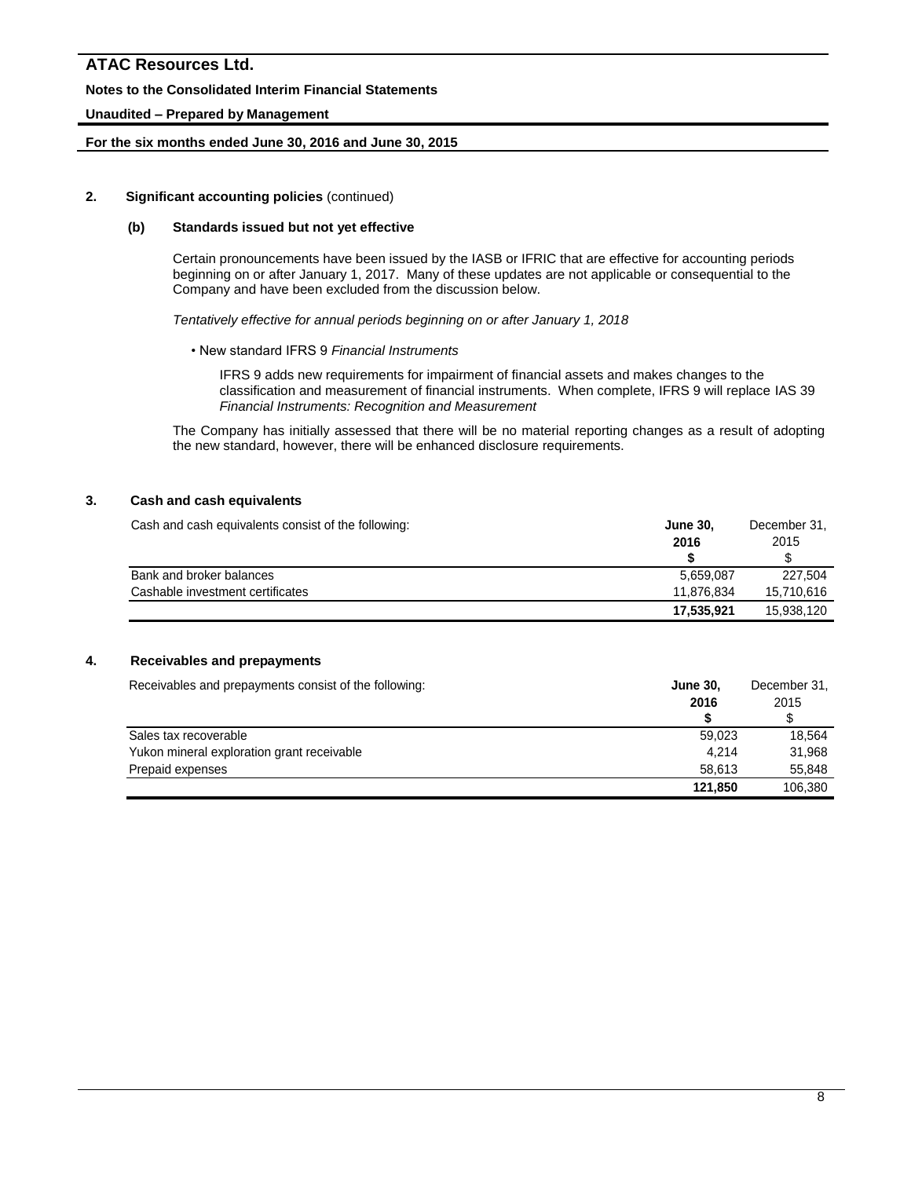## 2. Significant accounting policies (continued)

### (b) Standards issued but not yet effective

Certain pronouncements have been issued by the IASB or IFRIC that are effective for accounting periods beginning on or after January 1, 2017. Many of these updates are not applicable or consequential to the Company and have been excluded from the discussion below.

*Tentatively effective for annual periods beginning on or after January 1, 2018*

- New standard IFRS 9 *Financial Instruments*

  IFRS 9 adds new requirements for impairment of financial assets and makes changes to the classification and measurement of financial instruments. When complete, IFRS 9 will replace IAS 39 *Financial Instruments: Recognition and Measurement*

The Company has initially assessed that there will be no material reporting changes as a result of adopting the new standard, however, there will be enhanced disclosure requirements.

## 3. Cash and cash equivalents

| Cash and cash equivalents consist of the following: | **June 30, 2016 $** | December 31, 2015 $ |
|---|---|---|
| Bank and broker balances | 5,659,087 | 227,504 |
| Cashable investment certificates | 11,876,834 | 15,710,616 |
| | **17,535,921** | 15,938,120 |

## 4. Receivables and prepayments

| Receivables and prepayments consist of the following: | **June 30, 2016 $** | December 31, 2015 $ |
|---|---|---|
| Sales tax recoverable | 59,023 | 18,564 |
| Yukon mineral exploration grant receivable | 4,214 | 31,968 |
| Prepaid expenses | 58,613 | 55,848 |
| | **121,850** | 106,380 |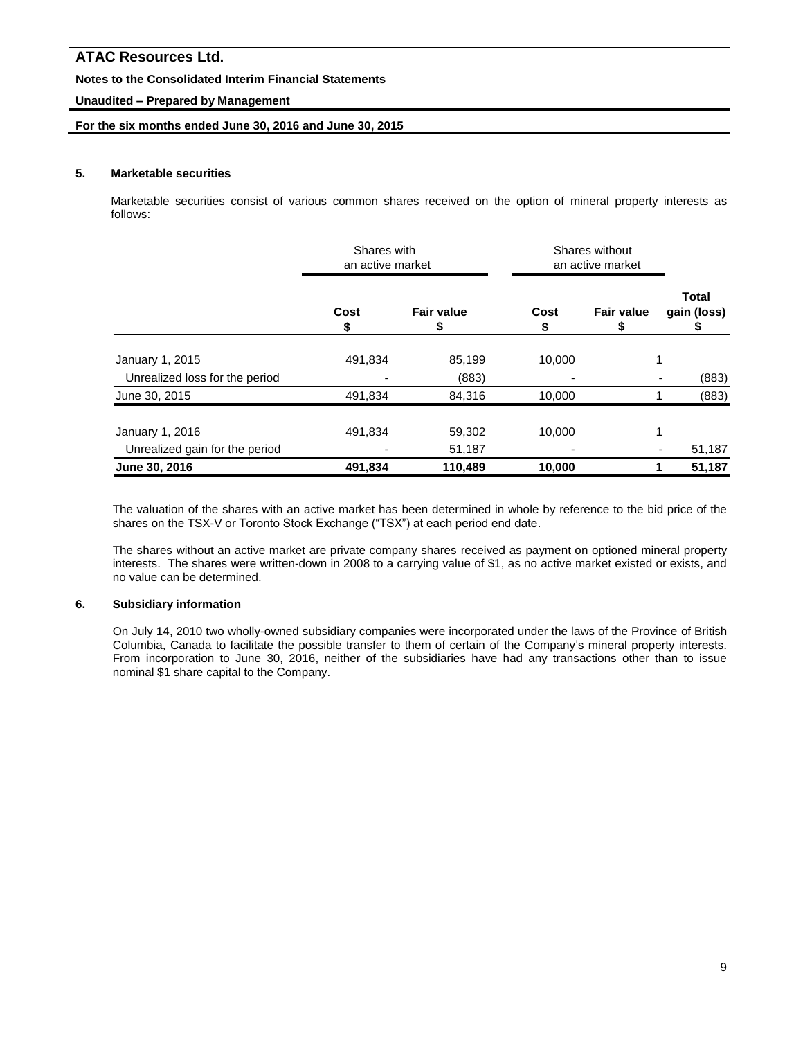### 5. Marketable securities

Marketable securities consist of various common shares received on the option of mineral property interests as follows:

| | Shares with an active market | | Shares without an active market | | |
|---|---|---|---|---|---|
| | **Cost** \$ | **Fair value** \$ | **Cost** \$ | **Fair value** \$ | **Total gain (loss)** \$ |
| January 1, 2015 | 491,834 | 85,199 | 10,000 | 1 | |
| Unrealized loss for the period | - | (883) | - | - | (883) |
| June 30, 2015 | 491,834 | 84,316 | 10,000 | 1 | (883) |
| January 1, 2016 | 491,834 | 59,302 | 10,000 | 1 | |
| Unrealized gain for the period | - | 51,187 | - | - | 51,187 |
| **June 30, 2016** | **491,834** | **110,489** | **10,000** | **1** | **51,187** |

The valuation of the shares with an active market has been determined in whole by reference to the bid price of the shares on the TSX-V or Toronto Stock Exchange ("TSX") at each period end date.

The shares without an active market are private company shares received as payment on optioned mineral property interests. The shares were written-down in 2008 to a carrying value of $1, as no active market existed or exists, and no value can be determined.

### 6. Subsidiary information

On July 14, 2010 two wholly-owned subsidiary companies were incorporated under the laws of the Province of British Columbia, Canada to facilitate the possible transfer to them of certain of the Company's mineral property interests. From incorporation to June 30, 2016, neither of the subsidiaries have had any transactions other than to issue nominal $1 share capital to the Company.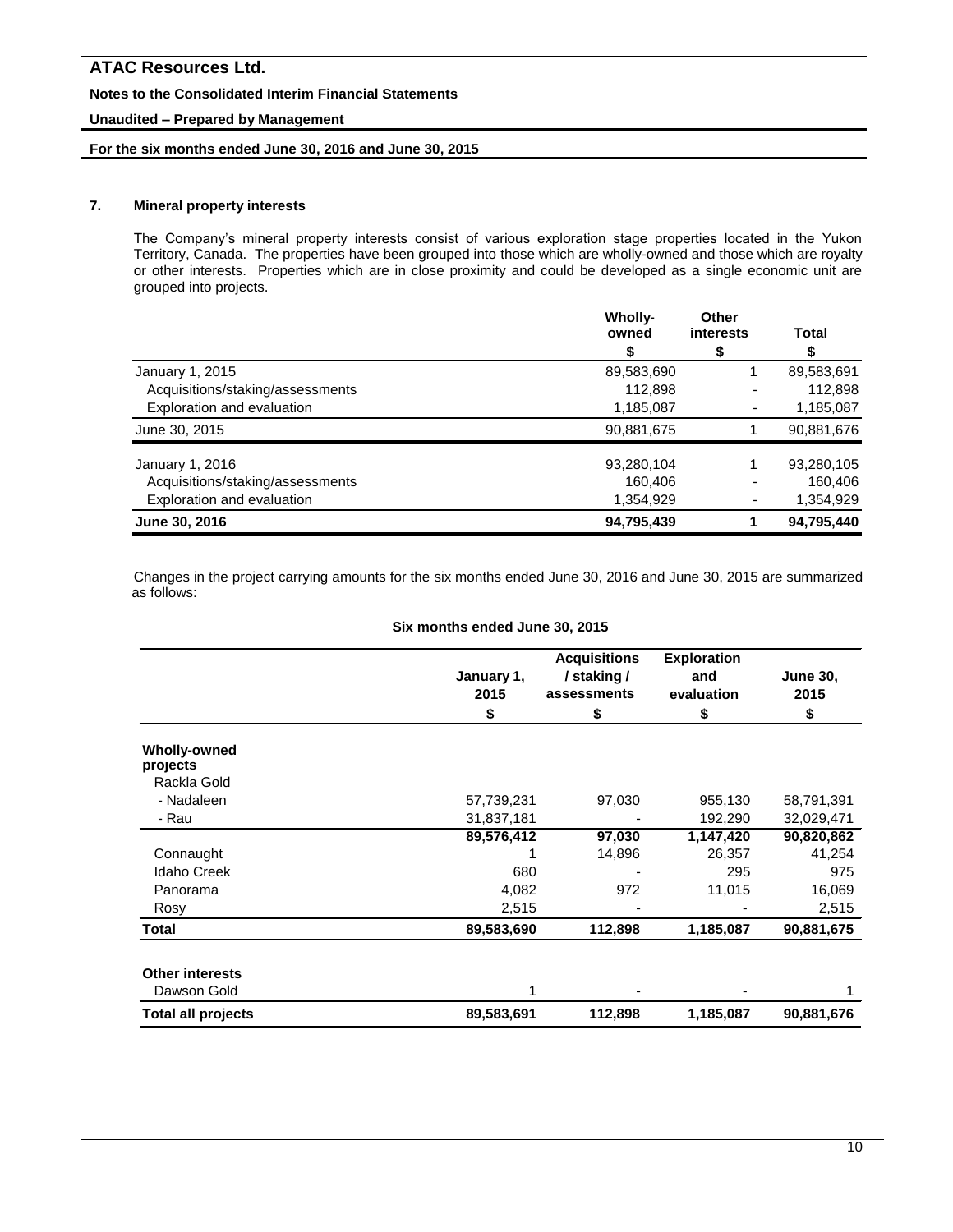## 7. Mineral property interests

The Company's mineral property interests consist of various exploration stage properties located in the Yukon Territory, Canada. The properties have been grouped into those which are wholly-owned and those which are royalty or other interests. Properties which are in close proximity and could be developed as a single economic unit are grouped into projects.

| | Wholly-owned<br>$ | Other interests<br>$ | Total<br>$ |
|---|---|---|---|
| January 1, 2015 | 89,583,690 | 1 | 89,583,691 |
| Acquisitions/staking/assessments | 112,898 | - | 112,898 |
| Exploration and evaluation | 1,185,087 | - | 1,185,087 |
| June 30, 2015 | 90,881,675 | 1 | 90,881,676 |
| January 1, 2016 | 93,280,104 | 1 | 93,280,105 |
| Acquisitions/staking/assessments | 160,406 | - | 160,406 |
| Exploration and evaluation | 1,354,929 | - | 1,354,929 |
| **June 30, 2016** | **94,795,439** | **1** | **94,795,440** |

Changes in the project carrying amounts for the six months ended June 30, 2016 and June 30, 2015 are summarized as follows:

**Six months ended June 30, 2015**

| | January 1, 2015<br>$ | Acquisitions / staking / assessments<br>$ | Exploration and evaluation<br>$ | June 30, 2015<br>$ |
|---|---|---|---|---|
| **Wholly-owned projects** | | | | |
| Rackla Gold | | | | |
| - Nadaleen | 57,739,231 | 97,030 | 955,130 | 58,791,391 |
| - Rau | 31,837,181 | - | 192,290 | 32,029,471 |
| | **89,576,412** | **97,030** | **1,147,420** | **90,820,862** |
| Connaught | 1 | 14,896 | 26,357 | 41,254 |
| Idaho Creek | 680 | - | 295 | 975 |
| Panorama | 4,082 | 972 | 11,015 | 16,069 |
| Rosy | 2,515 | - | - | 2,515 |
| **Total** | **89,583,690** | **112,898** | **1,185,087** | **90,881,675** |
| **Other interests** | | | | |
| Dawson Gold | 1 | - | - | 1 |
| **Total all projects** | **89,583,691** | **112,898** | **1,185,087** | **90,881,676** |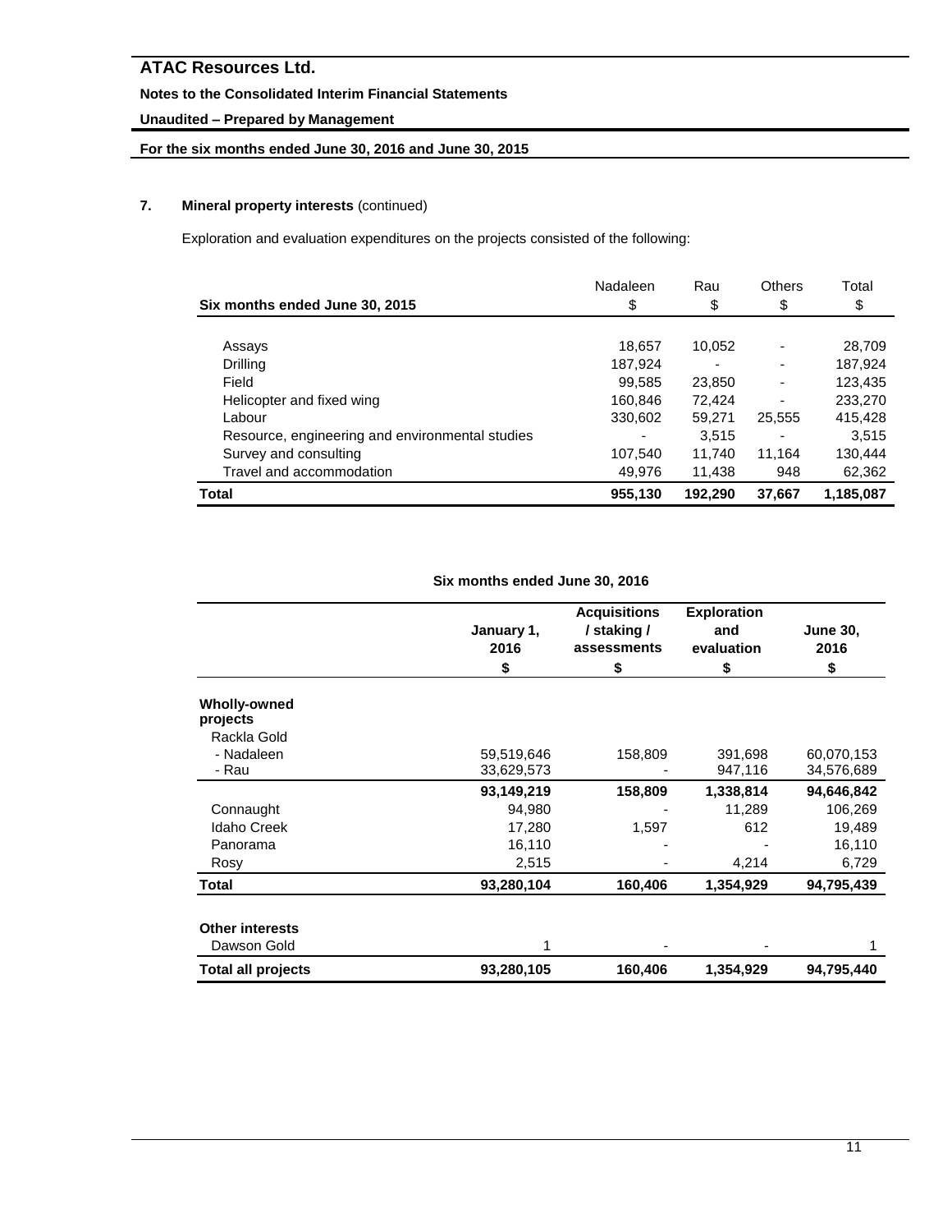**7. Mineral property interests** (continued)

Exploration and evaluation expenditures on the projects consisted of the following:

| Six months ended June 30, 2015 | Nadaleen<br>$ | Rau<br>$ | Others<br>$ | Total<br>$ |
|---|---|---|---|---|
| Assays | 18,657 | 10,052 | - | 28,709 |
| Drilling | 187,924 | - | - | 187,924 |
| Field | 99,585 | 23,850 | - | 123,435 |
| Helicopter and fixed wing | 160,846 | 72,424 | - | 233,270 |
| Labour | 330,602 | 59,271 | 25,555 | 415,428 |
| Resource, engineering and environmental studies | - | 3,515 | - | 3,515 |
| Survey and consulting | 107,540 | 11,740 | 11,164 | 130,444 |
| Travel and accommodation | 49,976 | 11,438 | 948 | 62,362 |
| **Total** | **955,130** | **192,290** | **37,667** | **1,185,087** |

**Six months ended June 30, 2016**

| | January 1, 2016<br>$ | Acquisitions / staking / assessments<br>$ | Exploration and evaluation<br>$ | June 30, 2016<br>$ |
|---|---|---|---|---|
| **Wholly-owned projects** | | | | |
| Rackla Gold | | | | |
| - Nadaleen | 59,519,646 | 158,809 | 391,698 | 60,070,153 |
| - Rau | 33,629,573 | - | 947,116 | 34,576,689 |
| | **93,149,219** | **158,809** | **1,338,814** | **94,646,842** |
| Connaught | 94,980 | - | 11,289 | 106,269 |
| Idaho Creek | 17,280 | 1,597 | 612 | 19,489 |
| Panorama | 16,110 | - | - | 16,110 |
| Rosy | 2,515 | - | 4,214 | 6,729 |
| **Total** | **93,280,104** | **160,406** | **1,354,929** | **94,795,439** |
| **Other interests** | | | | |
| Dawson Gold | 1 | - | - | 1 |
| **Total all projects** | **93,280,105** | **160,406** | **1,354,929** | **94,795,440** |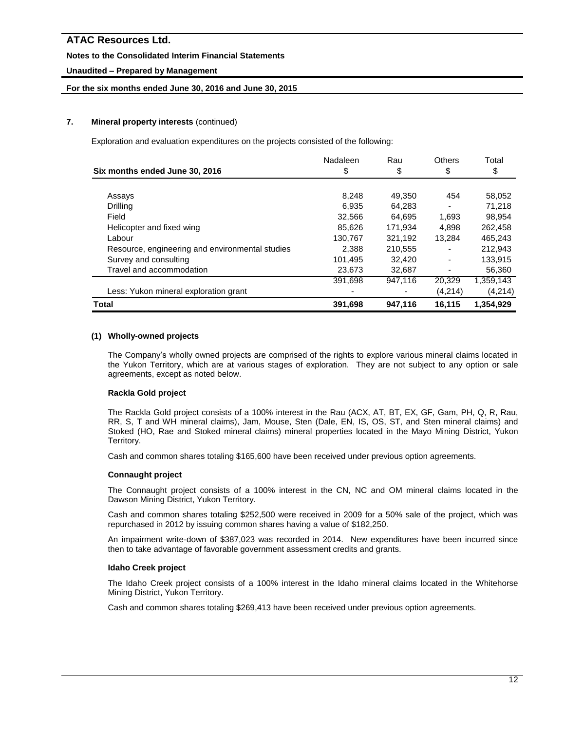# ATAC Resources Ltd.

**Notes to the Consolidated Interim Financial Statements**

**Unaudited – Prepared by Management**

**For the six months ended June 30, 2016 and June 30, 2015**

## 7. Mineral property interests (continued)

Exploration and evaluation expenditures on the projects consisted of the following:

| Six months ended June 30, 2016 | Nadaleen<br>$ | Rau<br>$ | Others<br>$ | Total<br>$ |
|---|---|---|---|---|
| Assays | 8,248 | 49,350 | 454 | 58,052 |
| Drilling | 6,935 | 64,283 | - | 71,218 |
| Field | 32,566 | 64,695 | 1,693 | 98,954 |
| Helicopter and fixed wing | 85,626 | 171,934 | 4,898 | 262,458 |
| Labour | 130,767 | 321,192 | 13,284 | 465,243 |
| Resource, engineering and environmental studies | 2,388 | 210,555 | - | 212,943 |
| Survey and consulting | 101,495 | 32,420 | - | 133,915 |
| Travel and accommodation | 23,673 | 32,687 | - | 56,360 |
| | 391,698 | 947,116 | 20,329 | 1,359,143 |
| Less: Yukon mineral exploration grant | - | - | (4,214) | (4,214) |
| **Total** | **391,698** | **947,116** | **16,115** | **1,354,929** |

### (1) Wholly-owned projects

The Company's wholly owned projects are comprised of the rights to explore various mineral claims located in the Yukon Territory, which are at various stages of exploration. They are not subject to any option or sale agreements, except as noted below.

**Rackla Gold project**

The Rackla Gold project consists of a 100% interest in the Rau (ACX, AT, BT, EX, GF, Gam, PH, Q, R, Rau, RR, S, T and WH mineral claims), Jam, Mouse, Sten (Dale, EN, IS, OS, ST, and Sten mineral claims) and Stoked (HO, Rae and Stoked mineral claims) mineral properties located in the Mayo Mining District, Yukon Territory.

Cash and common shares totaling $165,600 have been received under previous option agreements.

**Connaught project**

The Connaught project consists of a 100% interest in the CN, NC and OM mineral claims located in the Dawson Mining District, Yukon Territory.

Cash and common shares totaling $252,500 were received in 2009 for a 50% sale of the project, which was repurchased in 2012 by issuing common shares having a value of $182,250.

An impairment write-down of $387,023 was recorded in 2014. New expenditures have been incurred since then to take advantage of favorable government assessment credits and grants.

**Idaho Creek project**

The Idaho Creek project consists of a 100% interest in the Idaho mineral claims located in the Whitehorse Mining District, Yukon Territory.

Cash and common shares totaling $269,413 have been received under previous option agreements.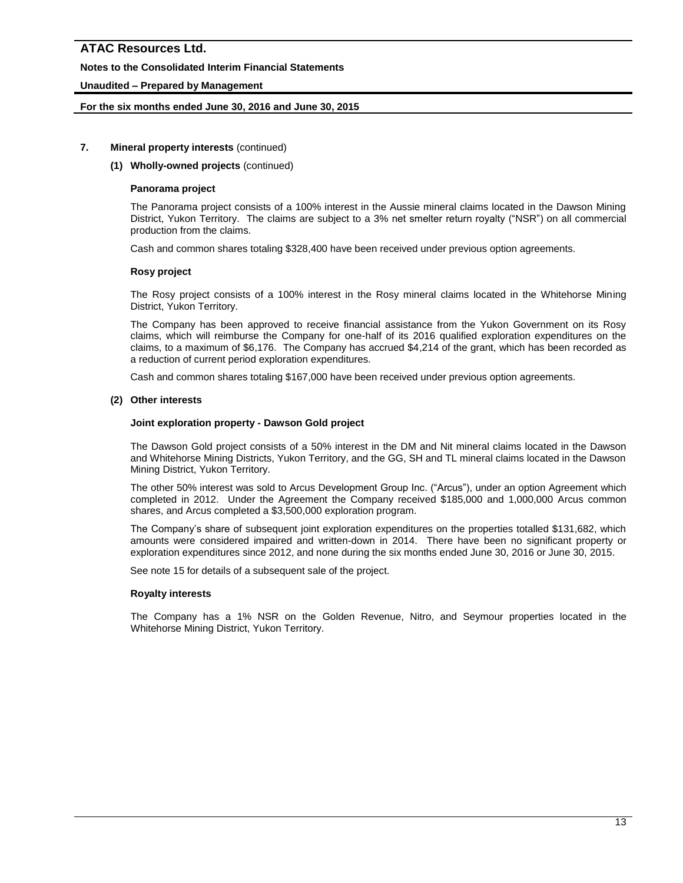## 7. Mineral property interests (continued)

### (1) Wholly-owned projects (continued)

**Panorama project**

The Panorama project consists of a 100% interest in the Aussie mineral claims located in the Dawson Mining District, Yukon Territory. The claims are subject to a 3% net smelter return royalty ("NSR") on all commercial production from the claims.

Cash and common shares totaling $328,400 have been received under previous option agreements.

**Rosy project**

The Rosy project consists of a 100% interest in the Rosy mineral claims located in the Whitehorse Mining District, Yukon Territory.

The Company has been approved to receive financial assistance from the Yukon Government on its Rosy claims, which will reimburse the Company for one-half of its 2016 qualified exploration expenditures on the claims, to a maximum of $6,176. The Company has accrued $4,214 of the grant, which has been recorded as a reduction of current period exploration expenditures.

Cash and common shares totaling $167,000 have been received under previous option agreements.

### (2) Other interests

**Joint exploration property - Dawson Gold project**

The Dawson Gold project consists of a 50% interest in the DM and Nit mineral claims located in the Dawson and Whitehorse Mining Districts, Yukon Territory, and the GG, SH and TL mineral claims located in the Dawson Mining District, Yukon Territory.

The other 50% interest was sold to Arcus Development Group Inc. ("Arcus"), under an option Agreement which completed in 2012. Under the Agreement the Company received $185,000 and 1,000,000 Arcus common shares, and Arcus completed a $3,500,000 exploration program.

The Company's share of subsequent joint exploration expenditures on the properties totalled $131,682, which amounts were considered impaired and written-down in 2014. There have been no significant property or exploration expenditures since 2012, and none during the six months ended June 30, 2016 or June 30, 2015.

See note 15 for details of a subsequent sale of the project.

**Royalty interests**

The Company has a 1% NSR on the Golden Revenue, Nitro, and Seymour properties located in the Whitehorse Mining District, Yukon Territory.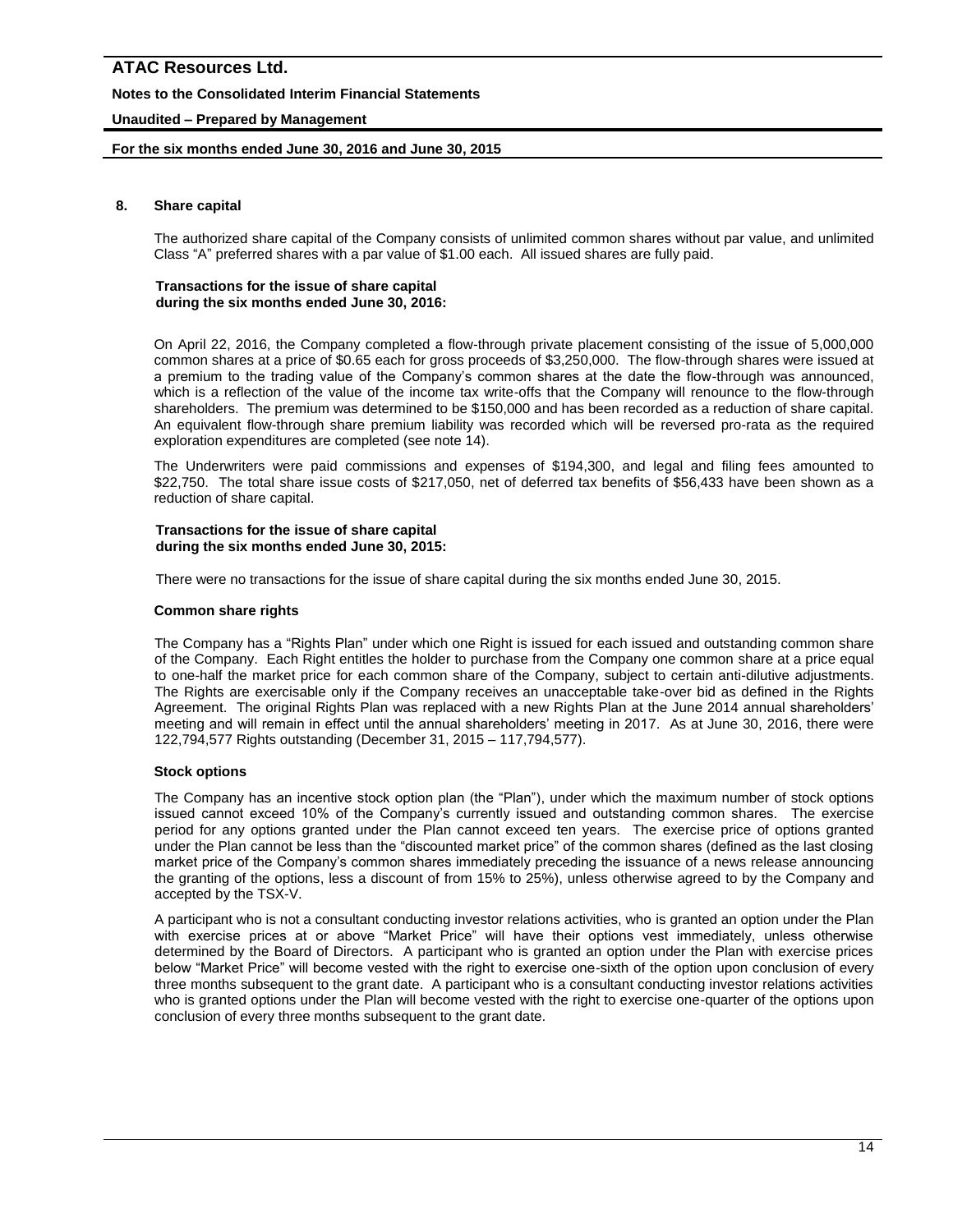## 8. Share capital

The authorized share capital of the Company consists of unlimited common shares without par value, and unlimited Class "A" preferred shares with a par value of $1.00 each. All issued shares are fully paid.

**Transactions for the issue of share capital during the six months ended June 30, 2016:**

On April 22, 2016, the Company completed a flow-through private placement consisting of the issue of 5,000,000 common shares at a price of $0.65 each for gross proceeds of $3,250,000. The flow-through shares were issued at a premium to the trading value of the Company's common shares at the date the flow-through was announced, which is a reflection of the value of the income tax write-offs that the Company will renounce to the flow-through shareholders. The premium was determined to be $150,000 and has been recorded as a reduction of share capital. An equivalent flow-through share premium liability was recorded which will be reversed pro-rata as the required exploration expenditures are completed (see note 14).

The Underwriters were paid commissions and expenses of $194,300, and legal and filing fees amounted to $22,750. The total share issue costs of $217,050, net of deferred tax benefits of $56,433 have been shown as a reduction of share capital.

**Transactions for the issue of share capital during the six months ended June 30, 2015:**

There were no transactions for the issue of share capital during the six months ended June 30, 2015.

### Common share rights

The Company has a "Rights Plan" under which one Right is issued for each issued and outstanding common share of the Company. Each Right entitles the holder to purchase from the Company one common share at a price equal to one-half the market price for each common share of the Company, subject to certain anti-dilutive adjustments. The Rights are exercisable only if the Company receives an unacceptable take-over bid as defined in the Rights Agreement. The original Rights Plan was replaced with a new Rights Plan at the June 2014 annual shareholders' meeting and will remain in effect until the annual shareholders' meeting in 2017. As at June 30, 2016, there were 122,794,577 Rights outstanding (December 31, 2015 – 117,794,577).

### Stock options

The Company has an incentive stock option plan (the "Plan"), under which the maximum number of stock options issued cannot exceed 10% of the Company's currently issued and outstanding common shares. The exercise period for any options granted under the Plan cannot exceed ten years. The exercise price of options granted under the Plan cannot be less than the "discounted market price" of the common shares (defined as the last closing market price of the Company's common shares immediately preceding the issuance of a news release announcing the granting of the options, less a discount of from 15% to 25%), unless otherwise agreed to by the Company and accepted by the TSX-V.

A participant who is not a consultant conducting investor relations activities, who is granted an option under the Plan with exercise prices at or above "Market Price" will have their options vest immediately, unless otherwise determined by the Board of Directors. A participant who is granted an option under the Plan with exercise prices below "Market Price" will become vested with the right to exercise one-sixth of the option upon conclusion of every three months subsequent to the grant date. A participant who is a consultant conducting investor relations activities who is granted options under the Plan will become vested with the right to exercise one-quarter of the options upon conclusion of every three months subsequent to the grant date.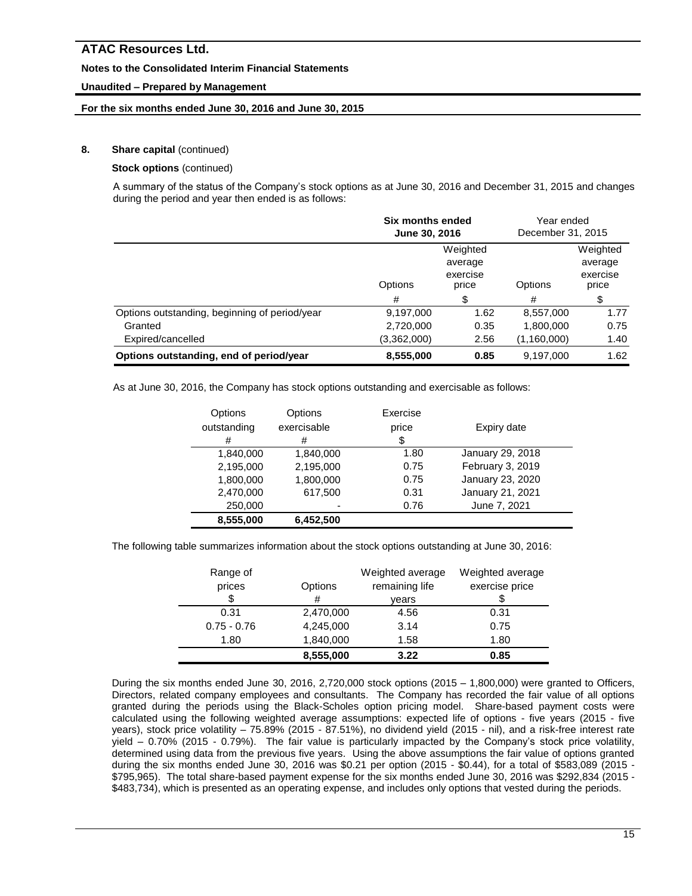### 8. Share capital (continued)

**Stock options** (continued)

A summary of the status of the Company's stock options as at June 30, 2016 and December 31, 2015 and changes during the period and year then ended is as follows:

| | **Six months ended June 30, 2016** | | Year ended December 31, 2015 | |
|---|---|---|---|---|
| | Options | Weighted average exercise price | Options | Weighted average exercise price |
| | # | $ | # | $ |
| Options outstanding, beginning of period/year | 9,197,000 | 1.62 | 8,557,000 | 1.77 |
| Granted | 2,720,000 | 0.35 | 1,800,000 | 0.75 |
| Expired/cancelled | (3,362,000) | 2.56 | (1,160,000) | 1.40 |
| **Options outstanding, end of period/year** | **8,555,000** | **0.85** | 9,197,000 | 1.62 |

As at June 30, 2016, the Company has stock options outstanding and exercisable as follows:

| Options outstanding # | Options exercisable # | Exercise price $ | Expiry date |
|---|---|---|---|
| 1,840,000 | 1,840,000 | 1.80 | January 29, 2018 |
| 2,195,000 | 2,195,000 | 0.75 | February 3, 2019 |
| 1,800,000 | 1,800,000 | 0.75 | January 23, 2020 |
| 2,470,000 | 617,500 | 0.31 | January 21, 2021 |
| 250,000 | - | 0.76 | June 7, 2021 |
| **8,555,000** | **6,452,500** | | |

The following table summarizes information about the stock options outstanding at June 30, 2016:

| Range of prices $ | Options # | Weighted average remaining life years | Weighted average exercise price $ |
|---|---|---|---|
| 0.31 | 2,470,000 | 4.56 | 0.31 |
| 0.75 - 0.76 | 4,245,000 | 3.14 | 0.75 |
| 1.80 | 1,840,000 | 1.58 | 1.80 |
| | **8,555,000** | **3.22** | **0.85** |

During the six months ended June 30, 2016, 2,720,000 stock options (2015 – 1,800,000) were granted to Officers, Directors, related company employees and consultants. The Company has recorded the fair value of all options granted during the periods using the Black-Scholes option pricing model. Share-based payment costs were calculated using the following weighted average assumptions: expected life of options - five years (2015 - five years), stock price volatility – 75.89% (2015 - 87.51%), no dividend yield (2015 - nil), and a risk-free interest rate yield – 0.70% (2015 - 0.79%). The fair value is particularly impacted by the Company's stock price volatility, determined using data from the previous five years. Using the above assumptions the fair value of options granted during the six months ended June 30, 2016 was $0.21 per option (2015 - $0.44), for a total of $583,089 (2015 - $795,965). The total share-based payment expense for the six months ended June 30, 2016 was $292,834 (2015 - $483,734), which is presented as an operating expense, and includes only options that vested during the periods.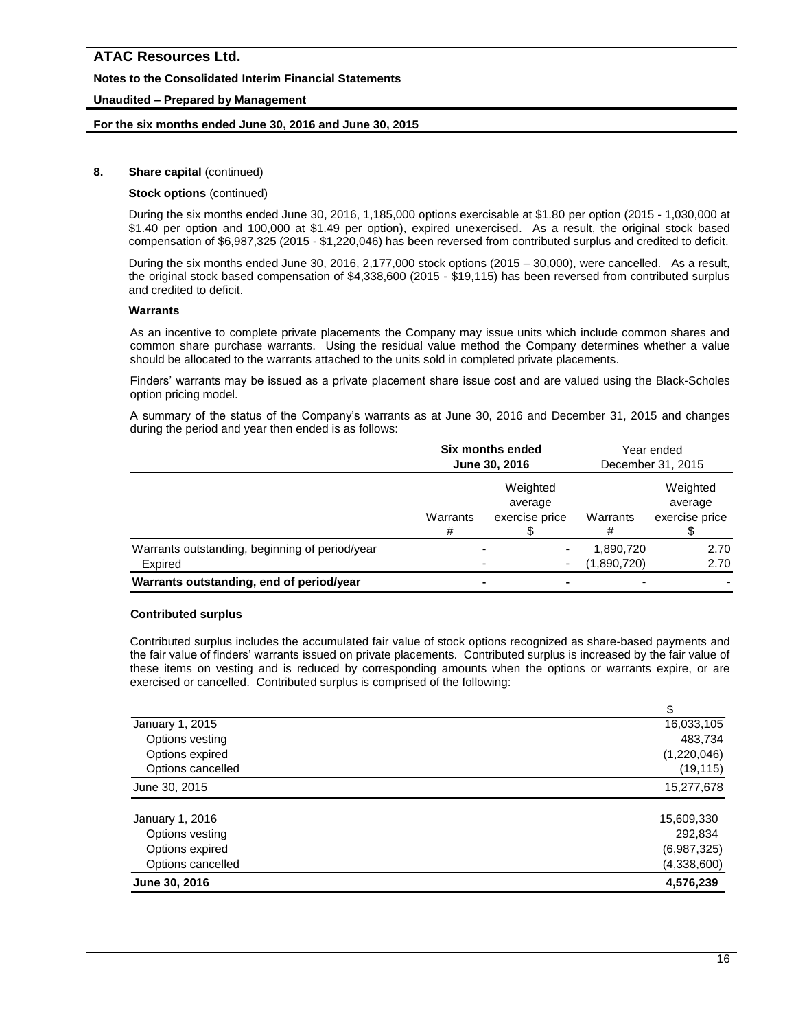## 8. Share capital (continued)

**Stock options** (continued)

During the six months ended June 30, 2016, 1,185,000 options exercisable at $1.80 per option (2015 - 1,030,000 at $1.40 per option and 100,000 at $1.49 per option), expired unexercised. As a result, the original stock based compensation of $6,987,325 (2015 - $1,220,046) has been reversed from contributed surplus and credited to deficit.

During the six months ended June 30, 2016, 2,177,000 stock options (2015 – 30,000), were cancelled. As a result, the original stock based compensation of $4,338,600 (2015 - $19,115) has been reversed from contributed surplus and credited to deficit.

**Warrants**

As an incentive to complete private placements the Company may issue units which include common shares and common share purchase warrants. Using the residual value method the Company determines whether a value should be allocated to the warrants attached to the units sold in completed private placements.

Finders' warrants may be issued as a private placement share issue cost and are valued using the Black-Scholes option pricing model.

A summary of the status of the Company's warrants as at June 30, 2016 and December 31, 2015 and changes during the period and year then ended is as follows:

| | **Six months ended June 30, 2016** | | Year ended December 31, 2015 | |
|---|---|---|---|---|
| | Warrants # | Weighted average exercise price $ | Warrants # | Weighted average exercise price $ |
| Warrants outstanding, beginning of period/year | - | - | 1,890,720 | 2.70 |
| Expired | - | - | (1,890,720) | 2.70 |
| **Warrants outstanding, end of period/year** | **-** | **-** | - | - |

**Contributed surplus**

Contributed surplus includes the accumulated fair value of stock options recognized as share-based payments and the fair value of finders' warrants issued on private placements. Contributed surplus is increased by the fair value of these items on vesting and is reduced by corresponding amounts when the options or warrants expire, or are exercised or cancelled. Contributed surplus is comprised of the following:

| | $ |
|---|---|
| January 1, 2015 | 16,033,105 |
| Options vesting | 483,734 |
| Options expired | (1,220,046) |
| Options cancelled | (19,115) |
| June 30, 2015 | 15,277,678 |
| | |
| January 1, 2016 | 15,609,330 |
| Options vesting | 292,834 |
| Options expired | (6,987,325) |
| Options cancelled | (4,338,600) |
| **June 30, 2016** | **4,576,239** |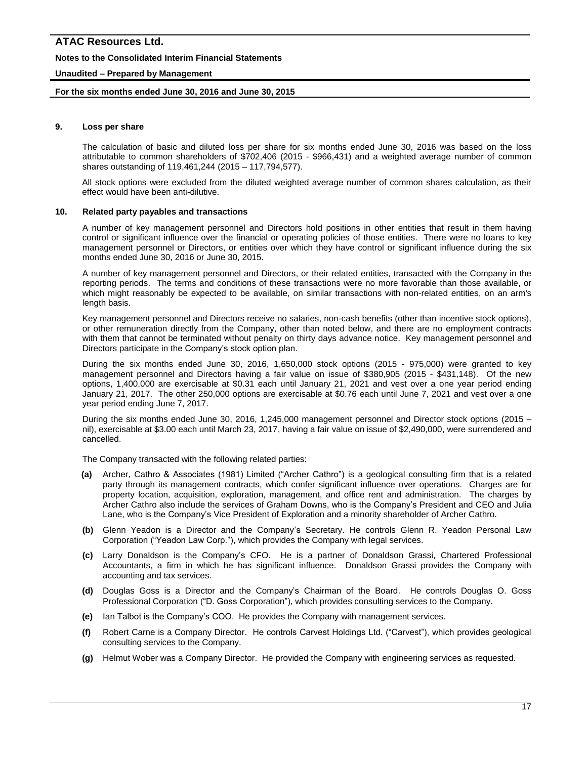## 9. Loss per share

The calculation of basic and diluted loss per share for six months ended June 30, 2016 was based on the loss attributable to common shareholders of $702,406 (2015 - $966,431) and a weighted average number of common shares outstanding of 119,461,244 (2015 – 117,794,577).

All stock options were excluded from the diluted weighted average number of common shares calculation, as their effect would have been anti-dilutive.

## 10. Related party payables and transactions

A number of key management personnel and Directors hold positions in other entities that result in them having control or significant influence over the financial or operating policies of those entities. There were no loans to key management personnel or Directors, or entities over which they have control or significant influence during the six months ended June 30, 2016 or June 30, 2015.

A number of key management personnel and Directors, or their related entities, transacted with the Company in the reporting periods. The terms and conditions of these transactions were no more favorable than those available, or which might reasonably be expected to be available, on similar transactions with non-related entities, on an arm's length basis.

Key management personnel and Directors receive no salaries, non-cash benefits (other than incentive stock options), or other remuneration directly from the Company, other than noted below, and there are no employment contracts with them that cannot be terminated without penalty on thirty days advance notice. Key management personnel and Directors participate in the Company's stock option plan.

During the six months ended June 30, 2016, 1,650,000 stock options (2015 - 975,000) were granted to key management personnel and Directors having a fair value on issue of $380,905 (2015 - $431,148). Of the new options, 1,400,000 are exercisable at $0.31 each until January 21, 2021 and vest over a one year period ending January 21, 2017. The other 250,000 options are exercisable at $0.76 each until June 7, 2021 and vest over a one year period ending June 7, 2017.

During the six months ended June 30, 2016, 1,245,000 management personnel and Director stock options (2015 – nil), exercisable at $3.00 each until March 23, 2017, having a fair value on issue of $2,490,000, were surrendered and cancelled.

The Company transacted with the following related parties:

- **(a)** Archer, Cathro & Associates (1981) Limited ("Archer Cathro") is a geological consulting firm that is a related party through its management contracts, which confer significant influence over operations. Charges are for property location, acquisition, exploration, management, and office rent and administration. The charges by Archer Cathro also include the services of Graham Downs, who is the Company's President and CEO and Julia Lane, who is the Company's Vice President of Exploration and a minority shareholder of Archer Cathro.
- **(b)** Glenn Yeadon is a Director and the Company's Secretary. He controls Glenn R. Yeadon Personal Law Corporation ("Yeadon Law Corp."), which provides the Company with legal services.
- **(c)** Larry Donaldson is the Company's CFO. He is a partner of Donaldson Grassi, Chartered Professional Accountants, a firm in which he has significant influence. Donaldson Grassi provides the Company with accounting and tax services.
- **(d)** Douglas Goss is a Director and the Company's Chairman of the Board. He controls Douglas O. Goss Professional Corporation ("D. Goss Corporation"), which provides consulting services to the Company.
- **(e)** Ian Talbot is the Company's COO. He provides the Company with management services.
- **(f)** Robert Carne is a Company Director. He controls Carvest Holdings Ltd. ("Carvest"), which provides geological consulting services to the Company.
- **(g)** Helmut Wober was a Company Director. He provided the Company with engineering services as requested.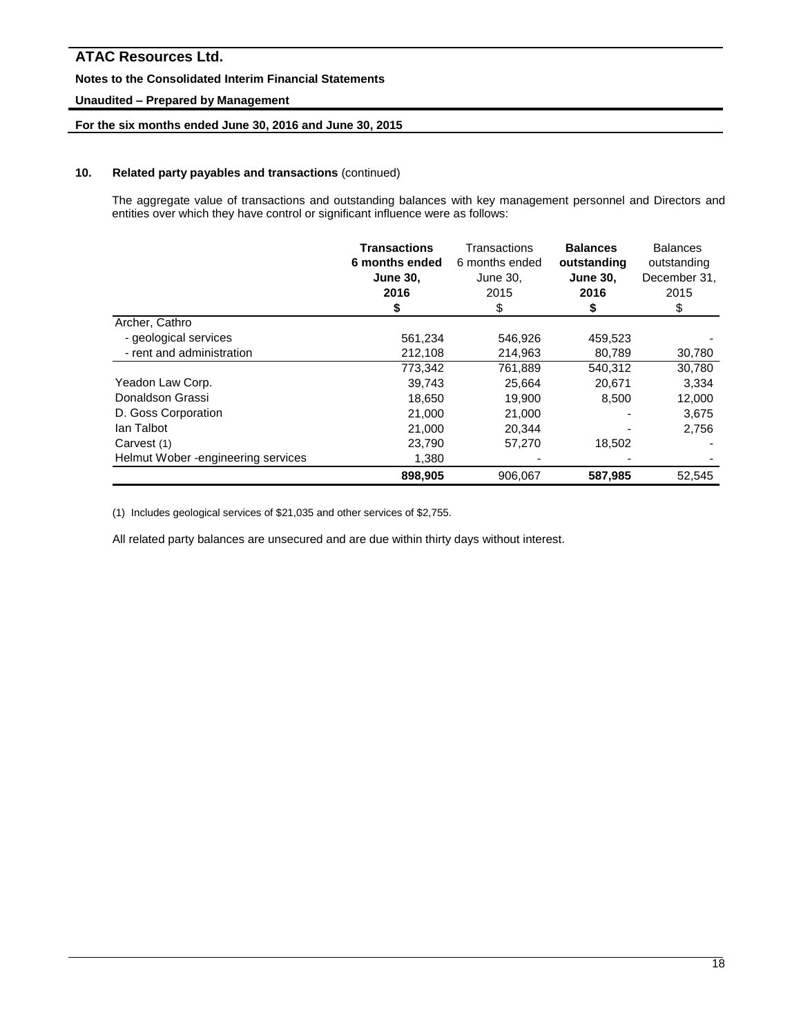## 10. Related party payables and transactions (continued)

The aggregate value of transactions and outstanding balances with key management personnel and Directors and entities over which they have control or significant influence were as follows:

| | **Transactions 6 months ended June 30, 2016 $** | Transactions 6 months ended June 30, 2015 $ | **Balances outstanding June 30, 2016 $** | Balances outstanding December 31, 2015 $ |
|---|---|---|---|---|
| Archer, Cathro | | | | |
| - geological services | 561,234 | 546,926 | 459,523 | - |
| - rent and administration | 212,108 | 214,963 | 80,789 | 30,780 |
| | 773,342 | 761,889 | 540,312 | 30,780 |
| Yeadon Law Corp. | 39,743 | 25,664 | 20,671 | 3,334 |
| Donaldson Grassi | 18,650 | 19,900 | 8,500 | 12,000 |
| D. Goss Corporation | 21,000 | 21,000 | - | 3,675 |
| Ian Talbot | 21,000 | 20,344 | - | 2,756 |
| Carvest (1) | 23,790 | 57,270 | 18,502 | - |
| Helmut Wober -engineering services | 1,380 | - | - | - |
| | **898,905** | 906,067 | **587,985** | 52,545 |

(1) Includes geological services of $21,035 and other services of $2,755.

All related party balances are unsecured and are due within thirty days without interest.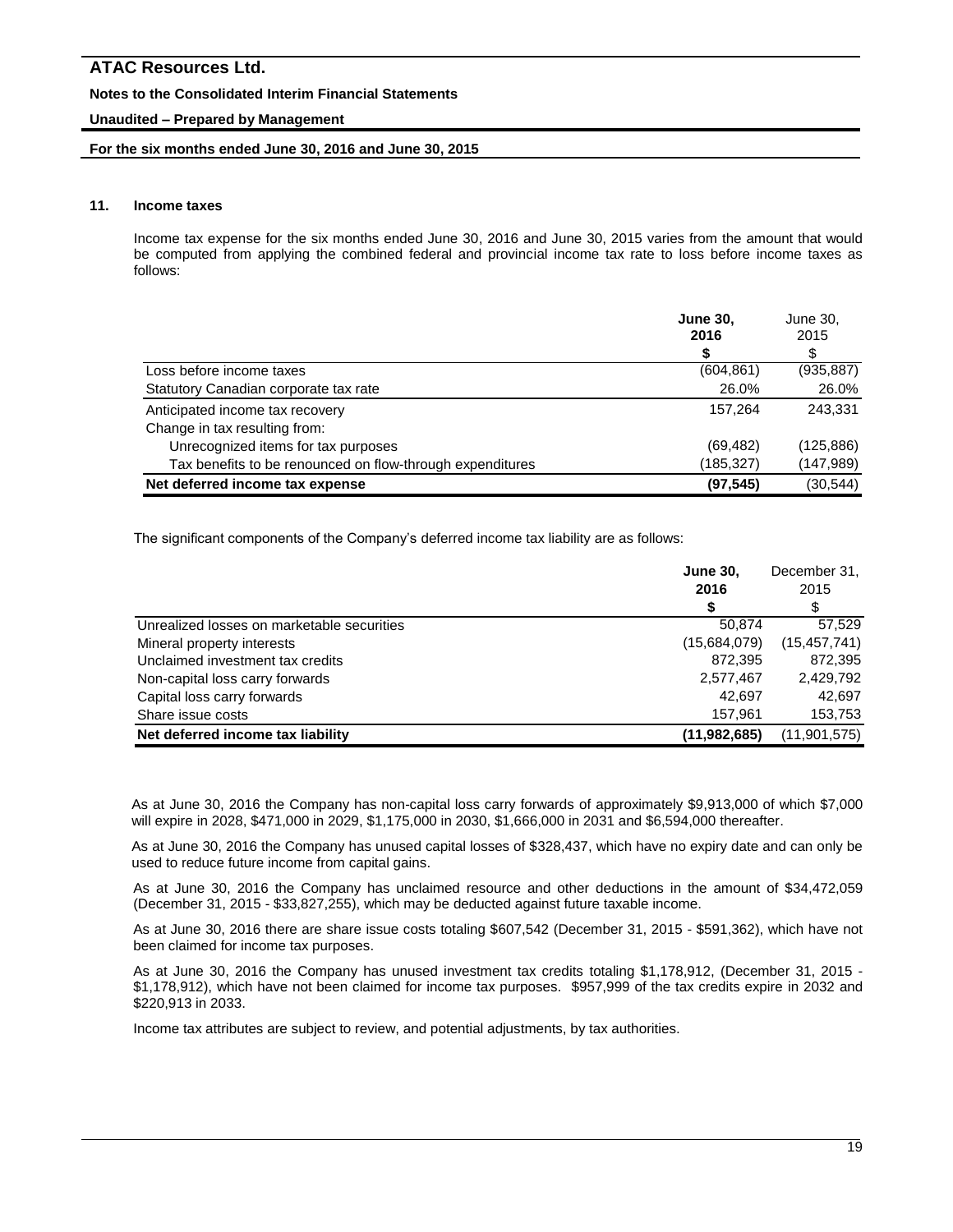## 11. Income taxes

Income tax expense for the six months ended June 30, 2016 and June 30, 2015 varies from the amount that would be computed from applying the combined federal and provincial income tax rate to loss before income taxes as follows:

| | **June 30, 2016 $** | June 30, 2015 $ |
|---|---|---|
| Loss before income taxes | (604,861) | (935,887) |
| Statutory Canadian corporate tax rate | 26.0% | 26.0% |
| Anticipated income tax recovery | 157,264 | 243,331 |
| Change in tax resulting from: | | |
| Unrecognized items for tax purposes | (69,482) | (125,886) |
| Tax benefits to be renounced on flow-through expenditures | (185,327) | (147,989) |
| **Net deferred income tax expense** | **(97,545)** | (30,544) |

The significant components of the Company's deferred income tax liability are as follows:

| | **June 30, 2016 $** | December 31, 2015 $ |
|---|---|---|
| Unrealized losses on marketable securities | 50,874 | 57,529 |
| Mineral property interests | (15,684,079) | (15,457,741) |
| Unclaimed investment tax credits | 872,395 | 872,395 |
| Non-capital loss carry forwards | 2,577,467 | 2,429,792 |
| Capital loss carry forwards | 42,697 | 42,697 |
| Share issue costs | 157,961 | 153,753 |
| **Net deferred income tax liability** | **(11,982,685)** | (11,901,575) |

As at June 30, 2016 the Company has non-capital loss carry forwards of approximately $9,913,000 of which $7,000 will expire in 2028, $471,000 in 2029, $1,175,000 in 2030, $1,666,000 in 2031 and $6,594,000 thereafter.

As at June 30, 2016 the Company has unused capital losses of $328,437, which have no expiry date and can only be used to reduce future income from capital gains.

As at June 30, 2016 the Company has unclaimed resource and other deductions in the amount of $34,472,059 (December 31, 2015 - $33,827,255), which may be deducted against future taxable income.

As at June 30, 2016 there are share issue costs totaling $607,542 (December 31, 2015 - $591,362), which have not been claimed for income tax purposes.

As at June 30, 2016 the Company has unused investment tax credits totaling $1,178,912, (December 31, 2015 - $1,178,912), which have not been claimed for income tax purposes. $957,999 of the tax credits expire in 2032 and $220,913 in 2033.

Income tax attributes are subject to review, and potential adjustments, by tax authorities.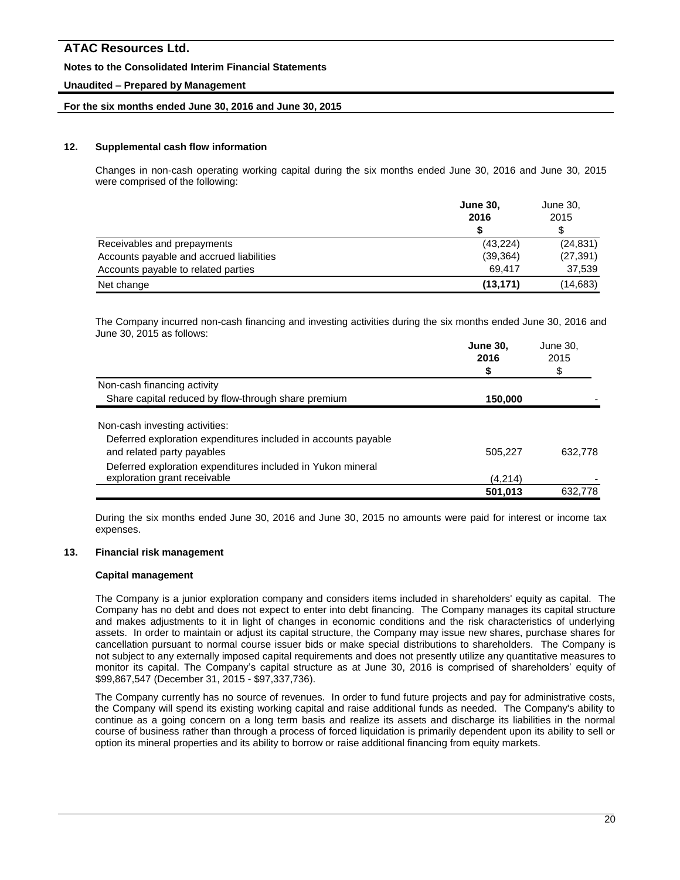## 12. Supplemental cash flow information

Changes in non-cash operating working capital during the six months ended June 30, 2016 and June 30, 2015 were comprised of the following:

| | **June 30, 2016** **\$** | June 30, 2015 \$ |
|---|---|---|
| Receivables and prepayments | (43,224) | (24,831) |
| Accounts payable and accrued liabilities | (39,364) | (27,391) |
| Accounts payable to related parties | 69,417 | 37,539 |
| Net change | **(13,171)** | (14,683) |

The Company incurred non-cash financing and investing activities during the six months ended June 30, 2016 and June 30, 2015 as follows:

| | **June 30, 2016** **\$** | June 30, 2015 \$ |
|---|---|---|
| Non-cash financing activity | | |
| Share capital reduced by flow-through share premium | **150,000** | - |
| Non-cash investing activities: | | |
| Deferred exploration expenditures included in accounts payable and related party payables | 505,227 | 632,778 |
| Deferred exploration expenditures included in Yukon mineral exploration grant receivable | (4,214) | - |
| | **501,013** | 632,778 |

During the six months ended June 30, 2016 and June 30, 2015 no amounts were paid for interest or income tax expenses.

## 13. Financial risk management

### Capital management

The Company is a junior exploration company and considers items included in shareholders' equity as capital. The Company has no debt and does not expect to enter into debt financing. The Company manages its capital structure and makes adjustments to it in light of changes in economic conditions and the risk characteristics of underlying assets. In order to maintain or adjust its capital structure, the Company may issue new shares, purchase shares for cancellation pursuant to normal course issuer bids or make special distributions to shareholders. The Company is not subject to any externally imposed capital requirements and does not presently utilize any quantitative measures to monitor its capital. The Company's capital structure as at June 30, 2016 is comprised of shareholders' equity of \$99,867,547 (December 31, 2015 - \$97,337,736).

The Company currently has no source of revenues. In order to fund future projects and pay for administrative costs, the Company will spend its existing working capital and raise additional funds as needed. The Company's ability to continue as a going concern on a long term basis and realize its assets and discharge its liabilities in the normal course of business rather than through a process of forced liquidation is primarily dependent upon its ability to sell or option its mineral properties and its ability to borrow or raise additional financing from equity markets.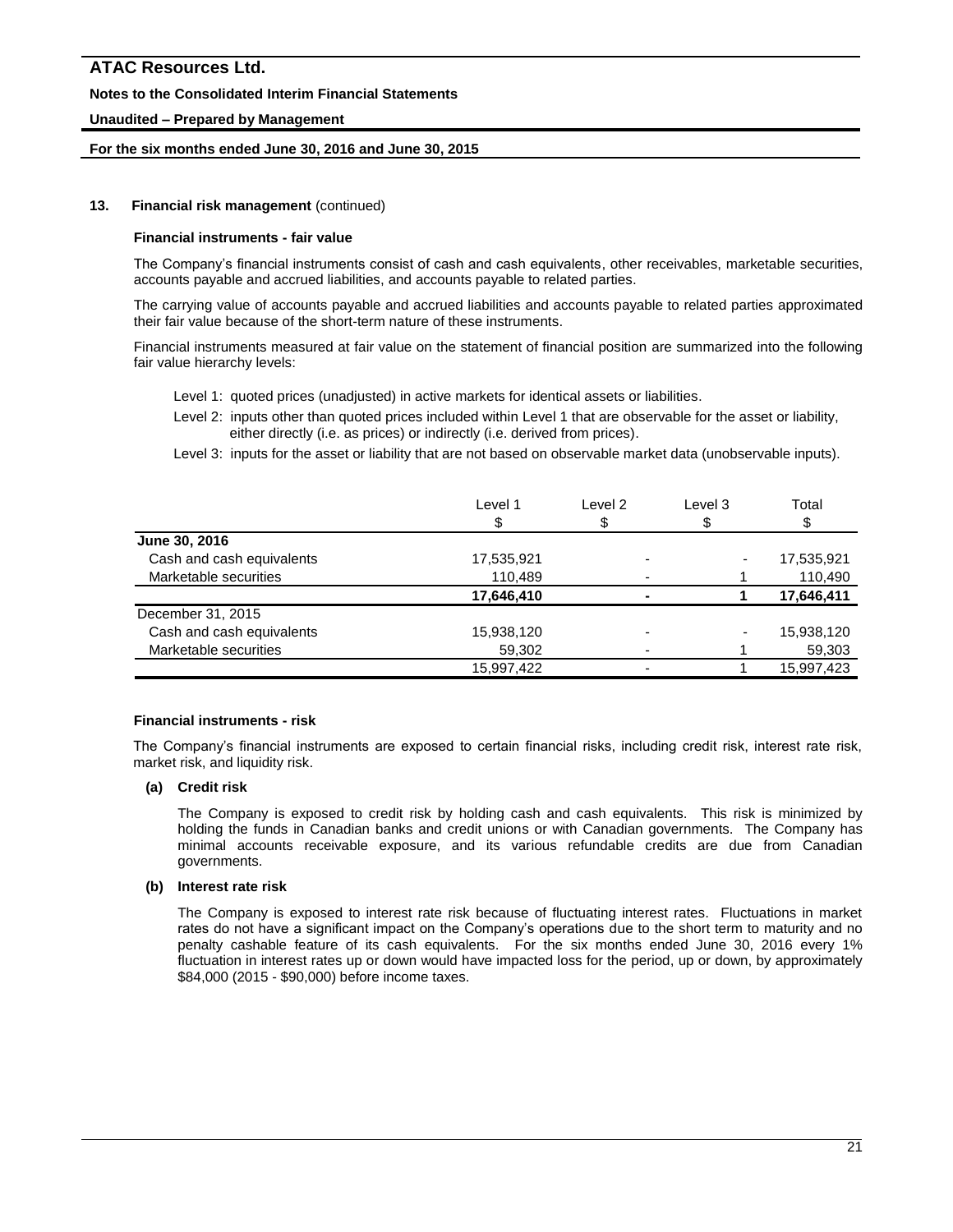## 13. Financial risk management (continued)

### Financial instruments - fair value

The Company's financial instruments consist of cash and cash equivalents, other receivables, marketable securities, accounts payable and accrued liabilities, and accounts payable to related parties.

The carrying value of accounts payable and accrued liabilities and accounts payable to related parties approximated their fair value because of the short-term nature of these instruments.

Financial instruments measured at fair value on the statement of financial position are summarized into the following fair value hierarchy levels:

Level 1: quoted prices (unadjusted) in active markets for identical assets or liabilities.

Level 2: inputs other than quoted prices included within Level 1 that are observable for the asset or liability, either directly (i.e. as prices) or indirectly (i.e. derived from prices).

Level 3: inputs for the asset or liability that are not based on observable market data (unobservable inputs).

| | Level 1<br>$ | Level 2<br>$ | Level 3<br>$ | Total<br>$ |
|---|---|---|---|---|
| **June 30, 2016** | | | | |
| Cash and cash equivalents | 17,535,921 | - | - | 17,535,921 |
| Marketable securities | 110,489 | - | 1 | 110,490 |
| | **17,646,410** | **-** | **1** | **17,646,411** |
| December 31, 2015 | | | | |
| Cash and cash equivalents | 15,938,120 | - | - | 15,938,120 |
| Marketable securities | 59,302 | - | 1 | 59,303 |
| | 15,997,422 | - | 1 | 15,997,423 |

### Financial instruments - risk

The Company's financial instruments are exposed to certain financial risks, including credit risk, interest rate risk, market risk, and liquidity risk.

**(a) Credit risk**

The Company is exposed to credit risk by holding cash and cash equivalents. This risk is minimized by holding the funds in Canadian banks and credit unions or with Canadian governments. The Company has minimal accounts receivable exposure, and its various refundable credits are due from Canadian governments.

**(b) Interest rate risk**

The Company is exposed to interest rate risk because of fluctuating interest rates. Fluctuations in market rates do not have a significant impact on the Company's operations due to the short term to maturity and no penalty cashable feature of its cash equivalents. For the six months ended June 30, 2016 every 1% fluctuation in interest rates up or down would have impacted loss for the period, up or down, by approximately $84,000 (2015 - $90,000) before income taxes.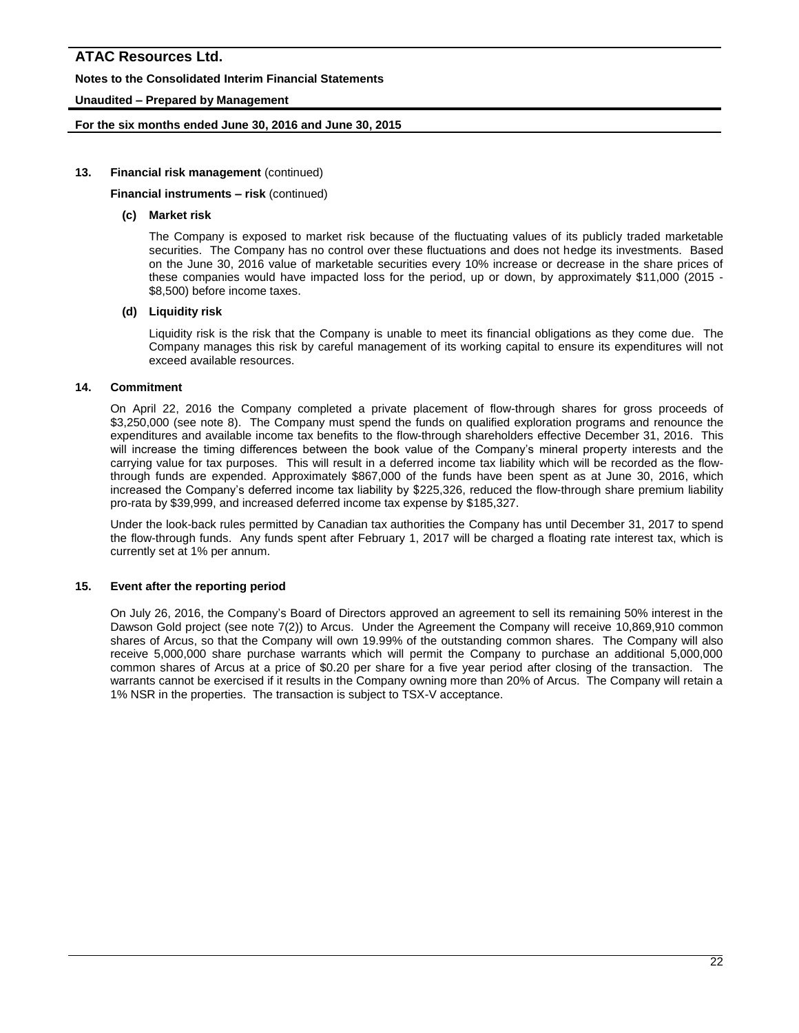### 13. Financial risk management (continued)

**Financial instruments – risk** (continued)

**(c) Market risk**

The Company is exposed to market risk because of the fluctuating values of its publicly traded marketable securities. The Company has no control over these fluctuations and does not hedge its investments. Based on the June 30, 2016 value of marketable securities every 10% increase or decrease in the share prices of these companies would have impacted loss for the period, up or down, by approximately $11,000 (2015 - $8,500) before income taxes.

**(d) Liquidity risk**

Liquidity risk is the risk that the Company is unable to meet its financial obligations as they come due. The Company manages this risk by careful management of its working capital to ensure its expenditures will not exceed available resources.

### 14. Commitment

On April 22, 2016 the Company completed a private placement of flow-through shares for gross proceeds of $3,250,000 (see note 8). The Company must spend the funds on qualified exploration programs and renounce the expenditures and available income tax benefits to the flow-through shareholders effective December 31, 2016. This will increase the timing differences between the book value of the Company's mineral property interests and the carrying value for tax purposes. This will result in a deferred income tax liability which will be recorded as the flow-through funds are expended. Approximately $867,000 of the funds have been spent as at June 30, 2016, which increased the Company's deferred income tax liability by $225,326, reduced the flow-through share premium liability pro-rata by $39,999, and increased deferred income tax expense by $185,327.

Under the look-back rules permitted by Canadian tax authorities the Company has until December 31, 2017 to spend the flow-through funds. Any funds spent after February 1, 2017 will be charged a floating rate interest tax, which is currently set at 1% per annum.

### 15. Event after the reporting period

On July 26, 2016, the Company's Board of Directors approved an agreement to sell its remaining 50% interest in the Dawson Gold project (see note 7(2)) to Arcus. Under the Agreement the Company will receive 10,869,910 common shares of Arcus, so that the Company will own 19.99% of the outstanding common shares. The Company will also receive 5,000,000 share purchase warrants which will permit the Company to purchase an additional 5,000,000 common shares of Arcus at a price of $0.20 per share for a five year period after closing of the transaction. The warrants cannot be exercised if it results in the Company owning more than 20% of Arcus. The Company will retain a 1% NSR in the properties. The transaction is subject to TSX-V acceptance.